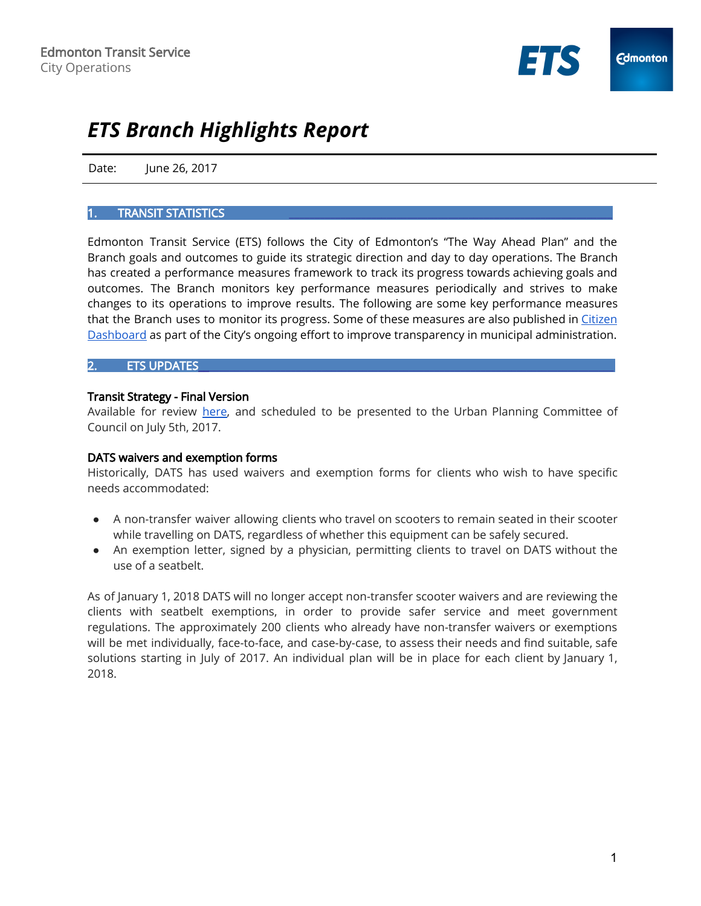Edmonton Transit Service
City Operations

# *ETS Branch Highlights Report*

Date: June 26, 2017

## 1. TRANSIT STATISTICS

Edmonton Transit Service (ETS) follows the City of Edmonton's "The Way Ahead Plan" and the Branch goals and outcomes to guide its strategic direction and day to day operations. The Branch has created a performance measures framework to track its progress towards achieving goals and outcomes. The Branch monitors key performance measures periodically and strives to make changes to its operations to improve results. The following are some key performance measures that the Branch uses to monitor its progress. Some of these measures are also published in Citizen Dashboard as part of the City's ongoing effort to improve transparency in municipal administration.

## 2. ETS UPDATES

### Transit Strategy - Final Version

Available for review here, and scheduled to be presented to the Urban Planning Committee of Council on July 5th, 2017.

### DATS waivers and exemption forms

Historically, DATS has used waivers and exemption forms for clients who wish to have specific needs accommodated:

- A non-transfer waiver allowing clients who travel on scooters to remain seated in their scooter while travelling on DATS, regardless of whether this equipment can be safely secured.
- An exemption letter, signed by a physician, permitting clients to travel on DATS without the use of a seatbelt.

As of January 1, 2018 DATS will no longer accept non-transfer scooter waivers and are reviewing the clients with seatbelt exemptions, in order to provide safer service and meet government regulations. The approximately 200 clients who already have non-transfer waivers or exemptions will be met individually, face-to-face, and case-by-case, to assess their needs and find suitable, safe solutions starting in July of 2017. An individual plan will be in place for each client by January 1, 2018.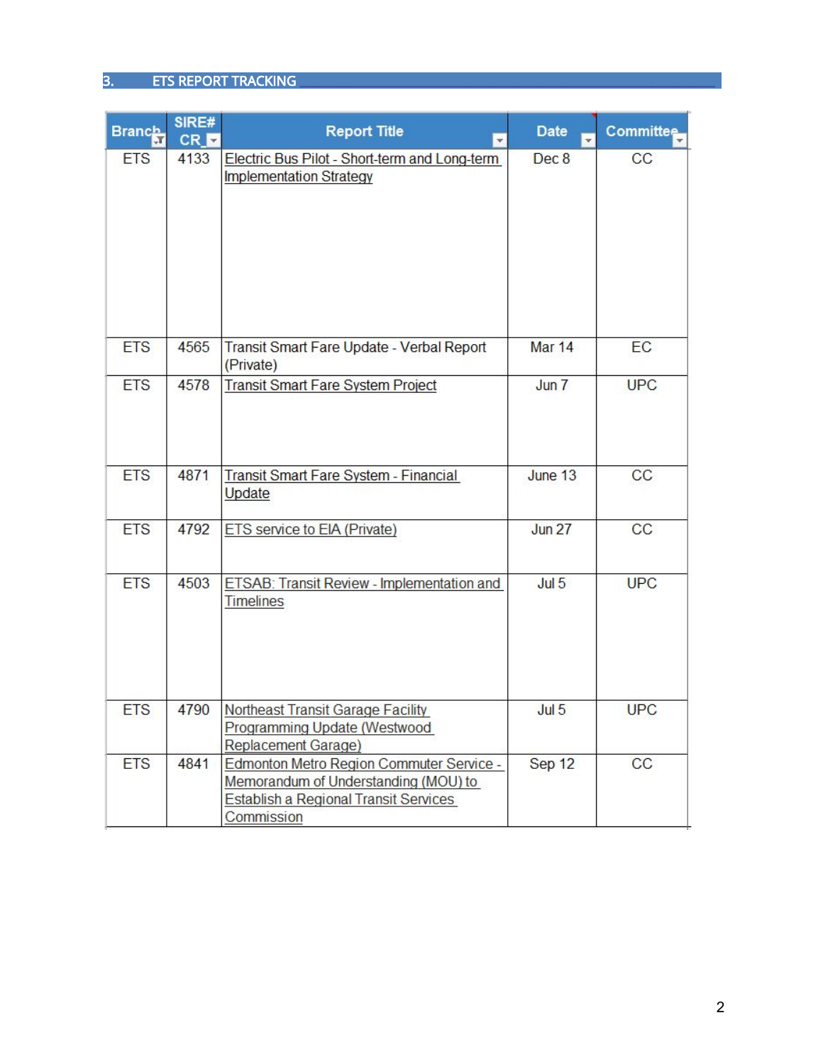## 3. ETS REPORT TRACKING

| Branch | SIRE# CR | Report Title | Date | Committee |
|---|---|---|---|---|
| ETS | 4133 | Electric Bus Pilot - Short-term and Long-term Implementation Strategy | Dec 8 | CC |
| ETS | 4565 | Transit Smart Fare Update - Verbal Report (Private) | Mar 14 | EC |
| ETS | 4578 | Transit Smart Fare System Project | Jun 7 | UPC |
| ETS | 4871 | Transit Smart Fare System - Financial Update | June 13 | CC |
| ETS | 4792 | ETS service to EIA (Private) | Jun 27 | CC |
| ETS | 4503 | ETSAB: Transit Review - Implementation and Timelines | Jul 5 | UPC |
| ETS | 4790 | Northeast Transit Garage Facility Programming Update (Westwood Replacement Garage) | Jul 5 | UPC |
| ETS | 4841 | Edmonton Metro Region Commuter Service - Memorandum of Understanding (MOU) to Establish a Regional Transit Services Commission | Sep 12 | CC |